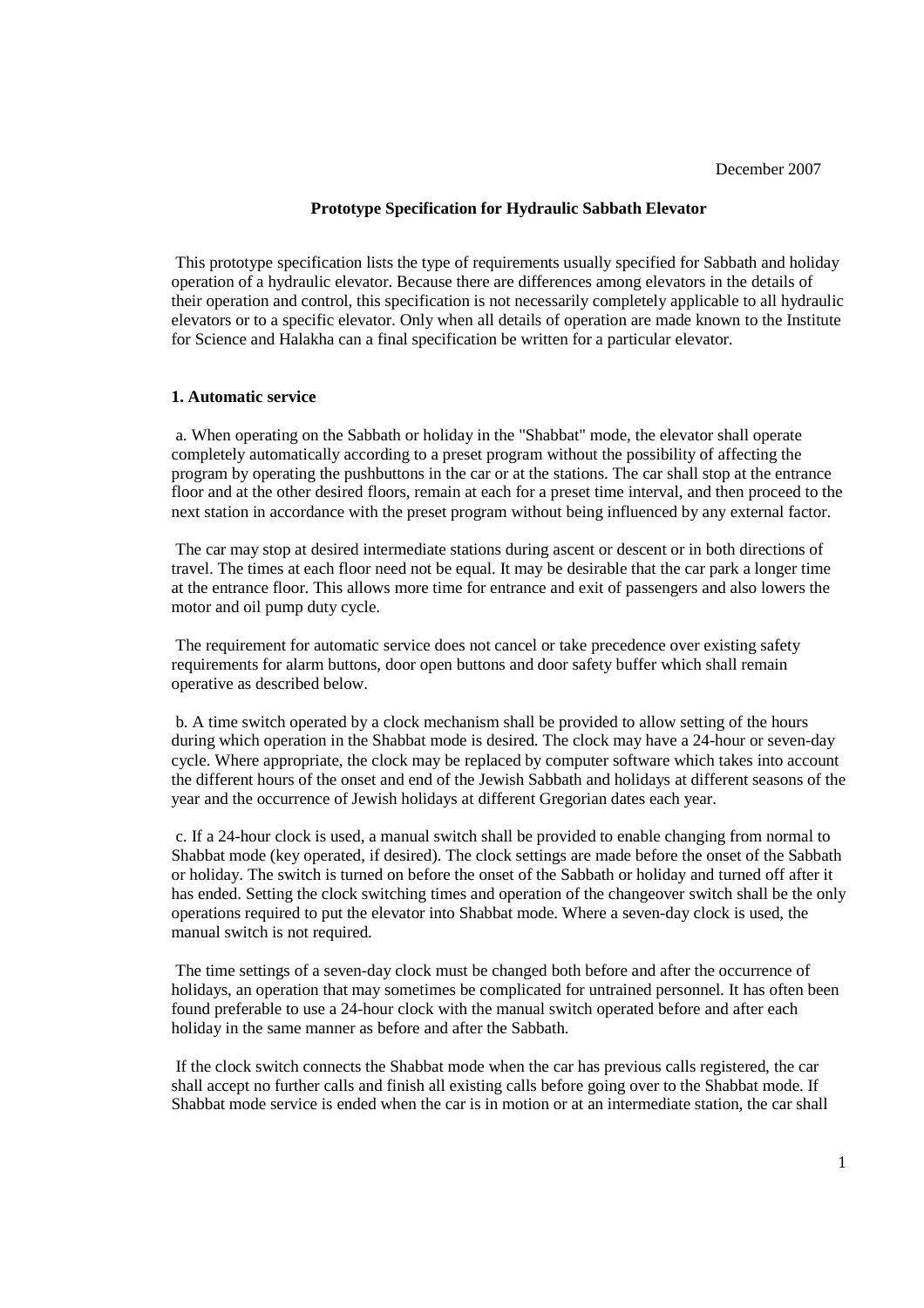December 2007

# Prototype Specification for Hydraulic Sabbath Elevator

This prototype specification lists the type of requirements usually specified for Sabbath and holiday operation of a hydraulic elevator. Because there are differences among elevators in the details of their operation and control, this specification is not necessarily completely applicable to all hydraulic elevators or to a specific elevator. Only when all details of operation are made known to the Institute for Science and Halakha can a final specification be written for a particular elevator.

## 1. Automatic service

a. When operating on the Sabbath or holiday in the "Shabbat" mode, the elevator shall operate completely automatically according to a preset program without the possibility of affecting the program by operating the pushbuttons in the car or at the stations. The car shall stop at the entrance floor and at the other desired floors, remain at each for a preset time interval, and then proceed to the next station in accordance with the preset program without being influenced by any external factor.

The car may stop at desired intermediate stations during ascent or descent or in both directions of travel. The times at each floor need not be equal. It may be desirable that the car park a longer time at the entrance floor. This allows more time for entrance and exit of passengers and also lowers the motor and oil pump duty cycle.

The requirement for automatic service does not cancel or take precedence over existing safety requirements for alarm buttons, door open buttons and door safety buffer which shall remain operative as described below.

b. A time switch operated by a clock mechanism shall be provided to allow setting of the hours during which operation in the Shabbat mode is desired. The clock may have a 24-hour or seven-day cycle. Where appropriate, the clock may be replaced by computer software which takes into account the different hours of the onset and end of the Jewish Sabbath and holidays at different seasons of the year and the occurrence of Jewish holidays at different Gregorian dates each year.

c. If a 24-hour clock is used, a manual switch shall be provided to enable changing from normal to Shabbat mode (key operated, if desired). The clock settings are made before the onset of the Sabbath or holiday. The switch is turned on before the onset of the Sabbath or holiday and turned off after it has ended. Setting the clock switching times and operation of the changeover switch shall be the only operations required to put the elevator into Shabbat mode. Where a seven-day clock is used, the manual switch is not required.

The time settings of a seven-day clock must be changed both before and after the occurrence of holidays, an operation that may sometimes be complicated for untrained personnel. It has often been found preferable to use a 24-hour clock with the manual switch operated before and after each holiday in the same manner as before and after the Sabbath.

If the clock switch connects the Shabbat mode when the car has previous calls registered, the car shall accept no further calls and finish all existing calls before going over to the Shabbat mode. If Shabbat mode service is ended when the car is in motion or at an intermediate station, the car shall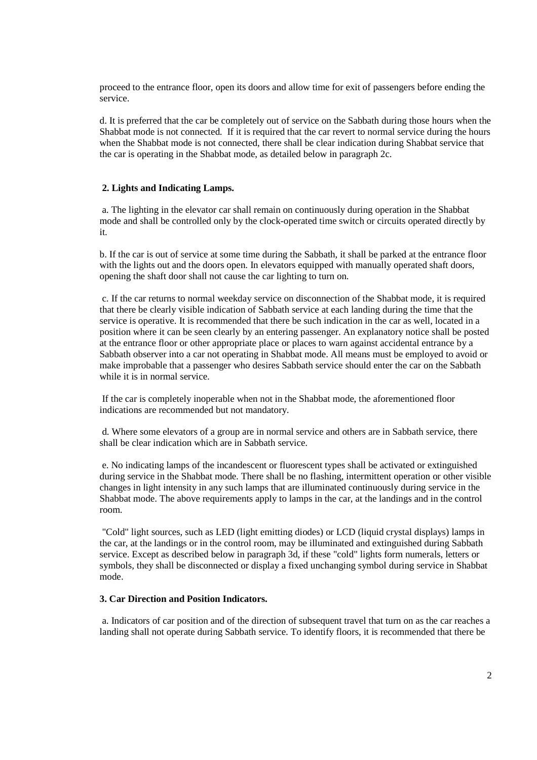proceed to the entrance floor, open its doors and allow time for exit of passengers before ending the service.

d. It is preferred that the car be completely out of service on the Sabbath during those hours when the Shabbat mode is not connected. If it is required that the car revert to normal service during the hours when the Shabbat mode is not connected, there shall be clear indication during Shabbat service that the car is operating in the Shabbat mode, as detailed below in paragraph 2c.

**2. Lights and Indicating Lamps.**

a. The lighting in the elevator car shall remain on continuously during operation in the Shabbat mode and shall be controlled only by the clock-operated time switch or circuits operated directly by it.

b. If the car is out of service at some time during the Sabbath, it shall be parked at the entrance floor with the lights out and the doors open. In elevators equipped with manually operated shaft doors, opening the shaft door shall not cause the car lighting to turn on.

c. If the car returns to normal weekday service on disconnection of the Shabbat mode, it is required that there be clearly visible indication of Sabbath service at each landing during the time that the service is operative. It is recommended that there be such indication in the car as well, located in a position where it can be seen clearly by an entering passenger. An explanatory notice shall be posted at the entrance floor or other appropriate place or places to warn against accidental entrance by a Sabbath observer into a car not operating in Shabbat mode. All means must be employed to avoid or make improbable that a passenger who desires Sabbath service should enter the car on the Sabbath while it is in normal service.

If the car is completely inoperable when not in the Shabbat mode, the aforementioned floor indications are recommended but not mandatory.

d. Where some elevators of a group are in normal service and others are in Sabbath service, there shall be clear indication which are in Sabbath service.

e. No indicating lamps of the incandescent or fluorescent types shall be activated or extinguished during service in the Shabbat mode. There shall be no flashing, intermittent operation or other visible changes in light intensity in any such lamps that are illuminated continuously during service in the Shabbat mode. The above requirements apply to lamps in the car, at the landings and in the control room.

"Cold" light sources, such as LED (light emitting diodes) or LCD (liquid crystal displays) lamps in the car, at the landings or in the control room, may be illuminated and extinguished during Sabbath service. Except as described below in paragraph 3d, if these "cold" lights form numerals, letters or symbols, they shall be disconnected or display a fixed unchanging symbol during service in Shabbat mode.

**3. Car Direction and Position Indicators.**

a. Indicators of car position and of the direction of subsequent travel that turn on as the car reaches a landing shall not operate during Sabbath service. To identify floors, it is recommended that there be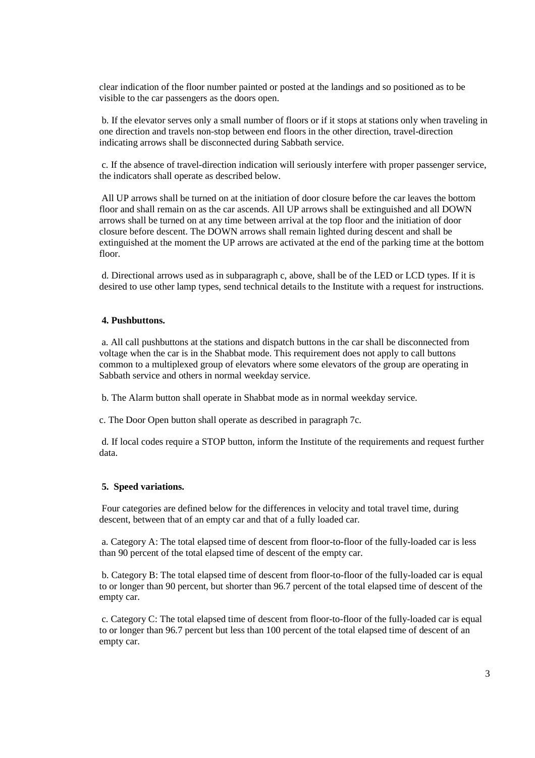clear indication of the floor number painted or posted at the landings and so positioned as to be visible to the car passengers as the doors open.

b. If the elevator serves only a small number of floors or if it stops at stations only when traveling in one direction and travels non-stop between end floors in the other direction, travel-direction indicating arrows shall be disconnected during Sabbath service.

c. If the absence of travel-direction indication will seriously interfere with proper passenger service, the indicators shall operate as described below.

All UP arrows shall be turned on at the initiation of door closure before the car leaves the bottom floor and shall remain on as the car ascends. All UP arrows shall be extinguished and all DOWN arrows shall be turned on at any time between arrival at the top floor and the initiation of door closure before descent. The DOWN arrows shall remain lighted during descent and shall be extinguished at the moment the UP arrows are activated at the end of the parking time at the bottom floor.

d. Directional arrows used as in subparagraph c, above, shall be of the LED or LCD types. If it is desired to use other lamp types, send technical details to the Institute with a request for instructions.

**4. Pushbuttons.**

a. All call pushbuttons at the stations and dispatch buttons in the car shall be disconnected from voltage when the car is in the Shabbat mode. This requirement does not apply to call buttons common to a multiplexed group of elevators where some elevators of the group are operating in Sabbath service and others in normal weekday service.

b. The Alarm button shall operate in Shabbat mode as in normal weekday service.

c. The Door Open button shall operate as described in paragraph 7c.

d. If local codes require a STOP button, inform the Institute of the requirements and request further data.

**5. Speed variations.**

Four categories are defined below for the differences in velocity and total travel time, during descent, between that of an empty car and that of a fully loaded car.

a. Category A: The total elapsed time of descent from floor-to-floor of the fully-loaded car is less than 90 percent of the total elapsed time of descent of the empty car.

b. Category B: The total elapsed time of descent from floor-to-floor of the fully-loaded car is equal to or longer than 90 percent, but shorter than 96.7 percent of the total elapsed time of descent of the empty car.

c. Category C: The total elapsed time of descent from floor-to-floor of the fully-loaded car is equal to or longer than 96.7 percent but less than 100 percent of the total elapsed time of descent of an empty car.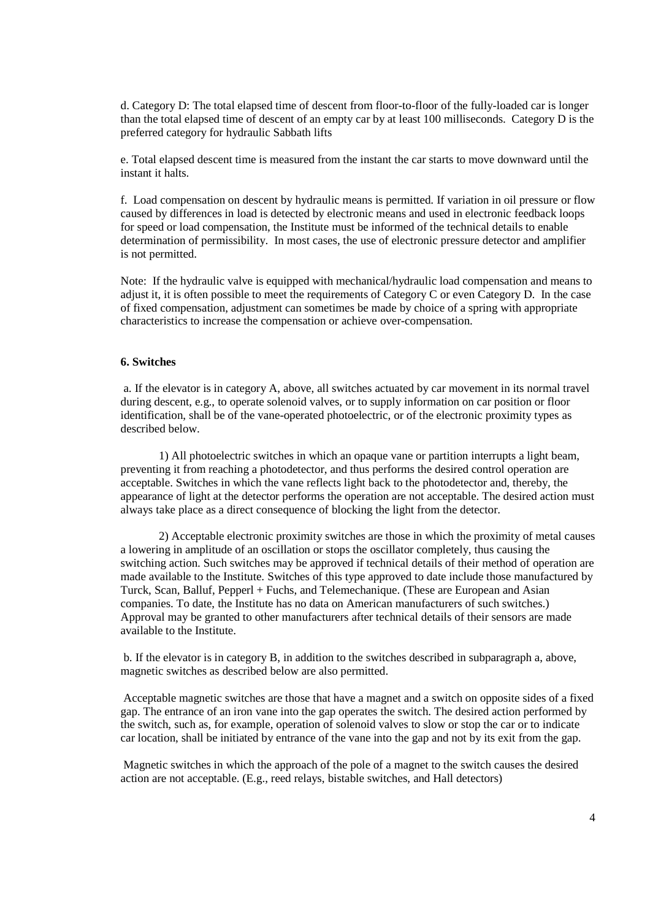d. Category D: The total elapsed time of descent from floor-to-floor of the fully-loaded car is longer than the total elapsed time of descent of an empty car by at least 100 milliseconds. Category D is the preferred category for hydraulic Sabbath lifts

e. Total elapsed descent time is measured from the instant the car starts to move downward until the instant it halts.

f. Load compensation on descent by hydraulic means is permitted. If variation in oil pressure or flow caused by differences in load is detected by electronic means and used in electronic feedback loops for speed or load compensation, the Institute must be informed of the technical details to enable determination of permissibility. In most cases, the use of electronic pressure detector and amplifier is not permitted.

Note: If the hydraulic valve is equipped with mechanical/hydraulic load compensation and means to adjust it, it is often possible to meet the requirements of Category C or even Category D. In the case of fixed compensation, adjustment can sometimes be made by choice of a spring with appropriate characteristics to increase the compensation or achieve over-compensation.

**6. Switches**

a. If the elevator is in category A, above, all switches actuated by car movement in its normal travel during descent, e.g., to operate solenoid valves, or to supply information on car position or floor identification, shall be of the vane-operated photoelectric, or of the electronic proximity types as described below.

1) All photoelectric switches in which an opaque vane or partition interrupts a light beam, preventing it from reaching a photodetector, and thus performs the desired control operation are acceptable. Switches in which the vane reflects light back to the photodetector and, thereby, the appearance of light at the detector performs the operation are not acceptable. The desired action must always take place as a direct consequence of blocking the light from the detector.

2) Acceptable electronic proximity switches are those in which the proximity of metal causes a lowering in amplitude of an oscillation or stops the oscillator completely, thus causing the switching action. Such switches may be approved if technical details of their method of operation are made available to the Institute. Switches of this type approved to date include those manufactured by Turck, Scan, Balluf, Pepperl + Fuchs, and Telemechanique. (These are European and Asian companies. To date, the Institute has no data on American manufacturers of such switches.) Approval may be granted to other manufacturers after technical details of their sensors are made available to the Institute.

b. If the elevator is in category B, in addition to the switches described in subparagraph a, above, magnetic switches as described below are also permitted.

Acceptable magnetic switches are those that have a magnet and a switch on opposite sides of a fixed gap. The entrance of an iron vane into the gap operates the switch. The desired action performed by the switch, such as, for example, operation of solenoid valves to slow or stop the car or to indicate car location, shall be initiated by entrance of the vane into the gap and not by its exit from the gap.

Magnetic switches in which the approach of the pole of a magnet to the switch causes the desired action are not acceptable. (E.g., reed relays, bistable switches, and Hall detectors)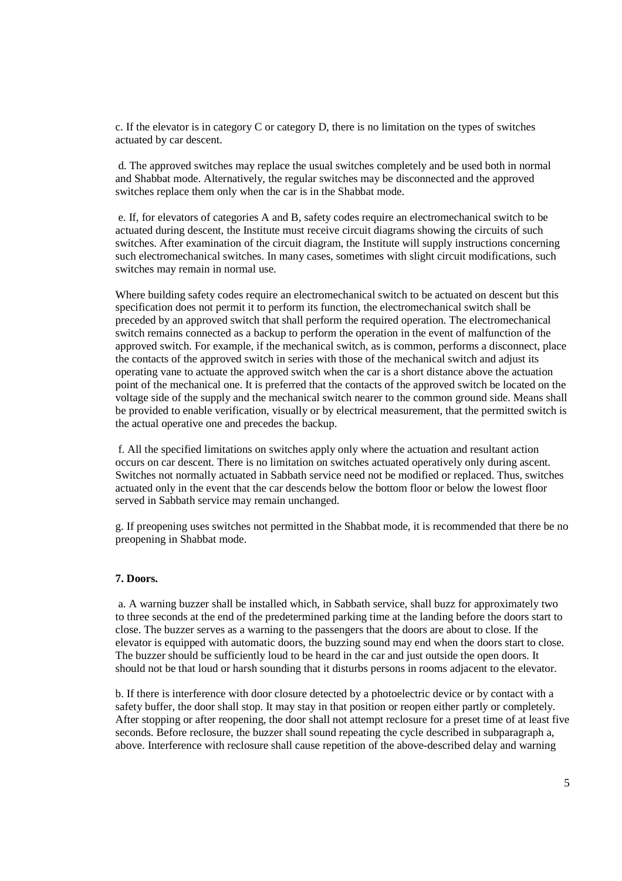c. If the elevator is in category C or category D, there is no limitation on the types of switches actuated by car descent.

d. The approved switches may replace the usual switches completely and be used both in normal and Shabbat mode. Alternatively, the regular switches may be disconnected and the approved switches replace them only when the car is in the Shabbat mode.

e. If, for elevators of categories A and B, safety codes require an electromechanical switch to be actuated during descent, the Institute must receive circuit diagrams showing the circuits of such switches. After examination of the circuit diagram, the Institute will supply instructions concerning such electromechanical switches. In many cases, sometimes with slight circuit modifications, such switches may remain in normal use.

Where building safety codes require an electromechanical switch to be actuated on descent but this specification does not permit it to perform its function, the electromechanical switch shall be preceded by an approved switch that shall perform the required operation. The electromechanical switch remains connected as a backup to perform the operation in the event of malfunction of the approved switch. For example, if the mechanical switch, as is common, performs a disconnect, place the contacts of the approved switch in series with those of the mechanical switch and adjust its operating vane to actuate the approved switch when the car is a short distance above the actuation point of the mechanical one. It is preferred that the contacts of the approved switch be located on the voltage side of the supply and the mechanical switch nearer to the common ground side. Means shall be provided to enable verification, visually or by electrical measurement, that the permitted switch is the actual operative one and precedes the backup.

f. All the specified limitations on switches apply only where the actuation and resultant action occurs on car descent. There is no limitation on switches actuated operatively only during ascent. Switches not normally actuated in Sabbath service need not be modified or replaced. Thus, switches actuated only in the event that the car descends below the bottom floor or below the lowest floor served in Sabbath service may remain unchanged.

g. If preopening uses switches not permitted in the Shabbat mode, it is recommended that there be no preopening in Shabbat mode.

**7. Doors.**

a. A warning buzzer shall be installed which, in Sabbath service, shall buzz for approximately two to three seconds at the end of the predetermined parking time at the landing before the doors start to close. The buzzer serves as a warning to the passengers that the doors are about to close. If the elevator is equipped with automatic doors, the buzzing sound may end when the doors start to close. The buzzer should be sufficiently loud to be heard in the car and just outside the open doors. It should not be that loud or harsh sounding that it disturbs persons in rooms adjacent to the elevator.

b. If there is interference with door closure detected by a photoelectric device or by contact with a safety buffer, the door shall stop. It may stay in that position or reopen either partly or completely. After stopping or after reopening, the door shall not attempt reclosure for a preset time of at least five seconds. Before reclosure, the buzzer shall sound repeating the cycle described in subparagraph a, above. Interference with reclosure shall cause repetition of the above-described delay and warning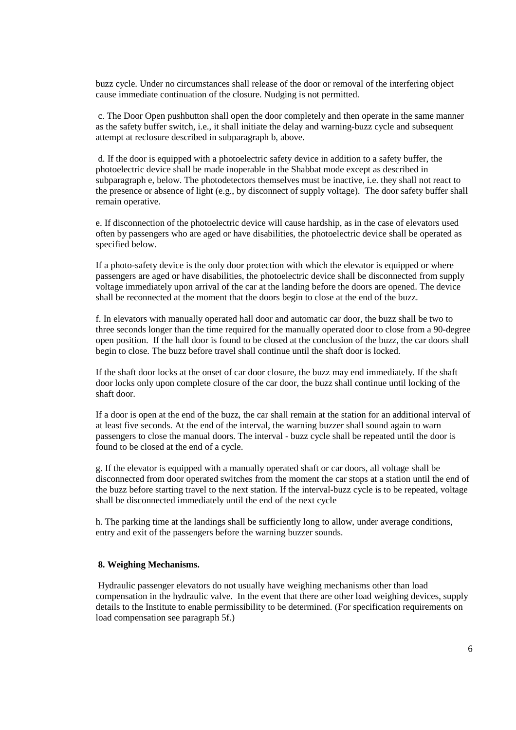buzz cycle. Under no circumstances shall release of the door or removal of the interfering object cause immediate continuation of the closure. Nudging is not permitted.

c. The Door Open pushbutton shall open the door completely and then operate in the same manner as the safety buffer switch, i.e., it shall initiate the delay and warning-buzz cycle and subsequent attempt at reclosure described in subparagraph b, above.

d. If the door is equipped with a photoelectric safety device in addition to a safety buffer, the photoelectric device shall be made inoperable in the Shabbat mode except as described in subparagraph e, below. The photodetectors themselves must be inactive, i.e. they shall not react to the presence or absence of light (e.g., by disconnect of supply voltage). The door safety buffer shall remain operative.

e. If disconnection of the photoelectric device will cause hardship, as in the case of elevators used often by passengers who are aged or have disabilities, the photoelectric device shall be operated as specified below.

If a photo-safety device is the only door protection with which the elevator is equipped or where passengers are aged or have disabilities, the photoelectric device shall be disconnected from supply voltage immediately upon arrival of the car at the landing before the doors are opened. The device shall be reconnected at the moment that the doors begin to close at the end of the buzz.

f. In elevators with manually operated hall door and automatic car door, the buzz shall be two to three seconds longer than the time required for the manually operated door to close from a 90-degree open position. If the hall door is found to be closed at the conclusion of the buzz, the car doors shall begin to close. The buzz before travel shall continue until the shaft door is locked.

If the shaft door locks at the onset of car door closure, the buzz may end immediately. If the shaft door locks only upon complete closure of the car door, the buzz shall continue until locking of the shaft door.

If a door is open at the end of the buzz, the car shall remain at the station for an additional interval of at least five seconds. At the end of the interval, the warning buzzer shall sound again to warn passengers to close the manual doors. The interval - buzz cycle shall be repeated until the door is found to be closed at the end of a cycle.

g. If the elevator is equipped with a manually operated shaft or car doors, all voltage shall be disconnected from door operated switches from the moment the car stops at a station until the end of the buzz before starting travel to the next station. If the interval-buzz cycle is to be repeated, voltage shall be disconnected immediately until the end of the next cycle

h. The parking time at the landings shall be sufficiently long to allow, under average conditions, entry and exit of the passengers before the warning buzzer sounds.

### 8. Weighing Mechanisms.

Hydraulic passenger elevators do not usually have weighing mechanisms other than load compensation in the hydraulic valve. In the event that there are other load weighing devices, supply details to the Institute to enable permissibility to be determined. (For specification requirements on load compensation see paragraph 5f.)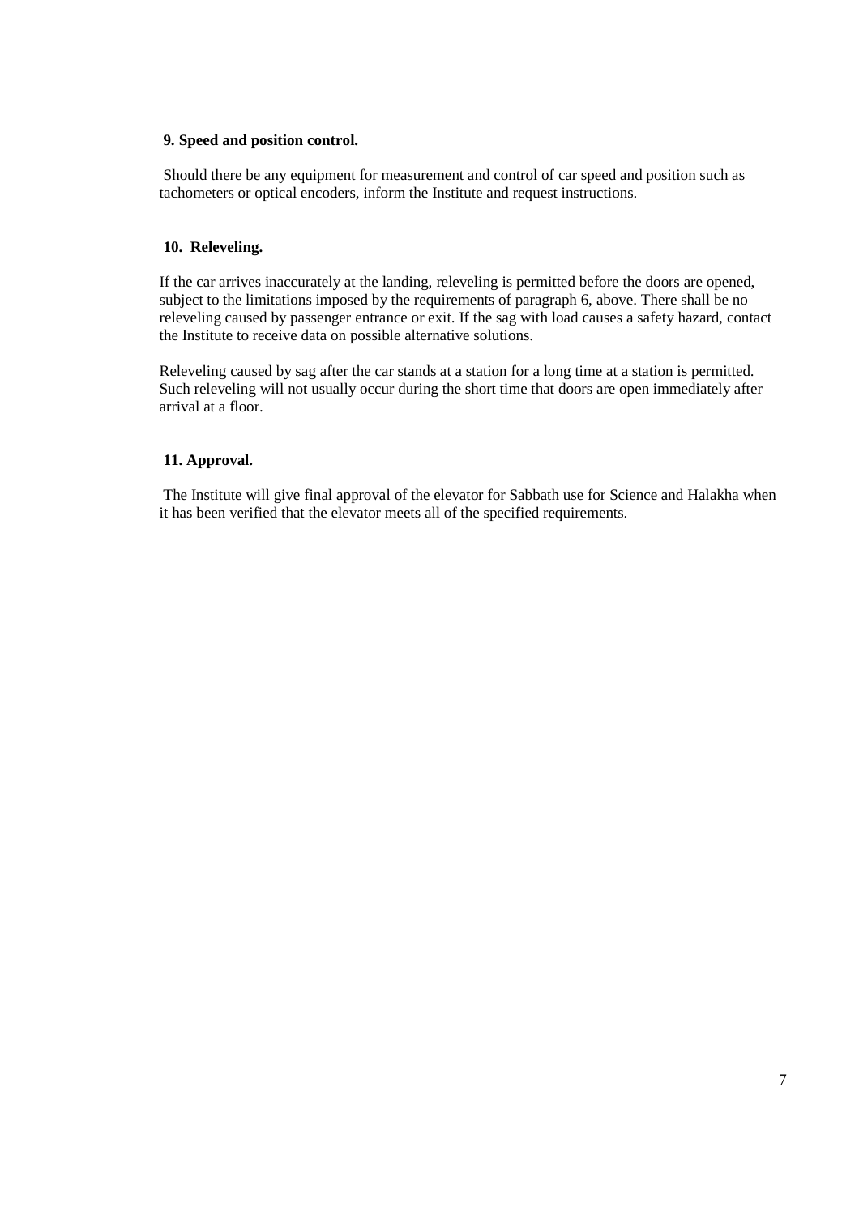**9. Speed and position control.**

Should there be any equipment for measurement and control of car speed and position such as tachometers or optical encoders, inform the Institute and request instructions.

**10. Releveling.**

If the car arrives inaccurately at the landing, releveling is permitted before the doors are opened, subject to the limitations imposed by the requirements of paragraph 6, above. There shall be no releveling caused by passenger entrance or exit. If the sag with load causes a safety hazard, contact the Institute to receive data on possible alternative solutions.

Releveling caused by sag after the car stands at a station for a long time at a station is permitted. Such releveling will not usually occur during the short time that doors are open immediately after arrival at a floor.

**11. Approval.**

The Institute will give final approval of the elevator for Sabbath use for Science and Halakha when it has been verified that the elevator meets all of the specified requirements.